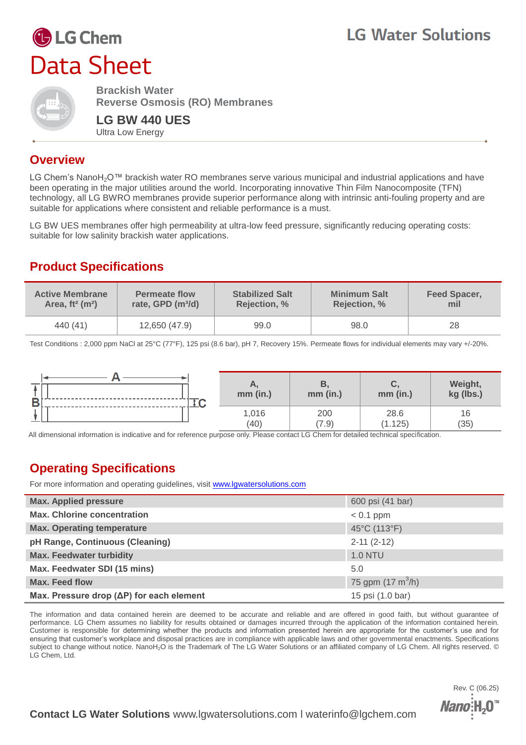LG Chem

LG Water Solutions

# Data Sheet

**Brackish Water**
**Reverse Osmosis (RO) Membranes**

## LG BW 440 UES

Ultra Low Energy

## Overview

LG Chem's Nano$H_2O$™ brackish water RO membranes serve various municipal and industrial applications and have been operating in the major utilities around the world. Incorporating innovative Thin Film Nanocomposite (TFN) technology, all LG BWRO membranes provide superior performance along with intrinsic anti-fouling property and are suitable for applications where consistent and reliable performance is a must.

LG BW UES membranes offer high permeability at ultra-low feed pressure, significantly reducing operating costs: suitable for low salinity brackish water applications.

## Product Specifications

| Active Membrane Area, ft² (m²) | Permeate flow rate, GPD (m³/d) | Stabilized Salt Rejection, % | Minimum Salt Rejection, % | Feed Spacer, mil |
|---|---|---|---|---|
| 440 (41) | 12,650 (47.9) | 99.0 | 98.0 | 28 |

Test Conditions : 2,000 ppm NaCl at 25°C (77°F), 125 psi (8.6 bar), pH 7, Recovery 15%. Permeate flows for individual elements may vary +/-20%.

| A, mm (in.) | B, mm (in.) | C, mm (in.) | Weight, kg (lbs.) |
|---|---|---|---|
| 1,016 (40) | 200 (7.9) | 28.6 (1.125) | 16 (35) |

All dimensional information is indicative and for reference purpose only. Please contact LG Chem for detailed technical specification.

## Operating Specifications

For more information and operating guidelines, visit www.lgwatersolutions.com

| | |
|---|---|
| **Max. Applied pressure** | 600 psi (41 bar) |
| **Max. Chlorine concentration** | < 0.1 ppm |
| **Max. Operating temperature** | 45°C (113°F) |
| **pH Range, Continuous (Cleaning)** | 2-11 (2-12) |
| **Max. Feedwater turbidity** | 1.0 NTU |
| **Max. Feedwater SDI (15 mins)** | 5.0 |
| **Max. Feed flow** | 75 gpm (17 m³/h) |
| **Max. Pressure drop (ΔP) for each element** | 15 psi (1.0 bar) |

The information and data contained herein are deemed to be accurate and reliable and are offered in good faith, but without guarantee of performance. LG Chem assumes no liability for results obtained or damages incurred through the application of the information contained herein. Customer is responsible for determining whether the products and information presented herein are appropriate for the customer's use and for ensuring that customer's workplace and disposal practices are in compliance with applicable laws and other governmental enactments. Specifications subject to change without notice. Nano$H_2O$ is the Trademark of The LG Water Solutions or an affiliated company of LG Chem. All rights reserved. © LG Chem, Ltd.

Rev. C (06.25)

**Contact LG Water Solutions** www.lgwatersolutions.com I waterinfo@lgchem.com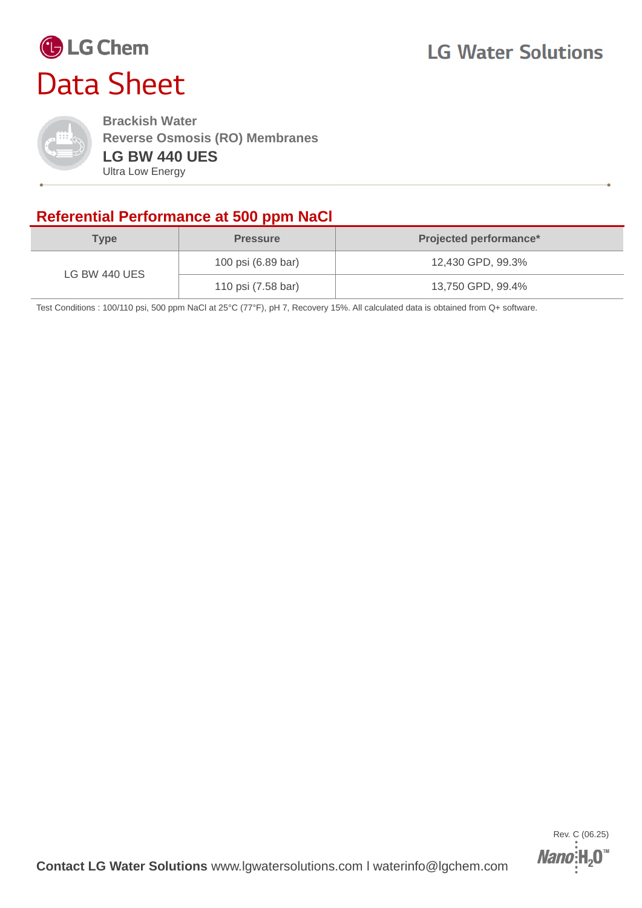# Data Sheet

LG Water Solutions

**Brackish Water**
**Reverse Osmosis (RO) Membranes**
**LG BW 440 UES**
Ultra Low Energy

## Referential Performance at 500 ppm NaCl

| Type | Pressure | Projected performance* |
|---|---|---|
| LG BW 440 UES | 100 psi (6.89 bar) | 12,430 GPD, 99.3% |
| | 110 psi (7.58 bar) | 13,750 GPD, 99.4% |

Test Conditions : 100/110 psi, 500 ppm NaCl at 25°C (77°F), pH 7, Recovery 15%. All calculated data is obtained from Q+ software.

Rev. C (06.25)

**Contact LG Water Solutions** www.lgwatersolutions.com l waterinfo@lgchem.com